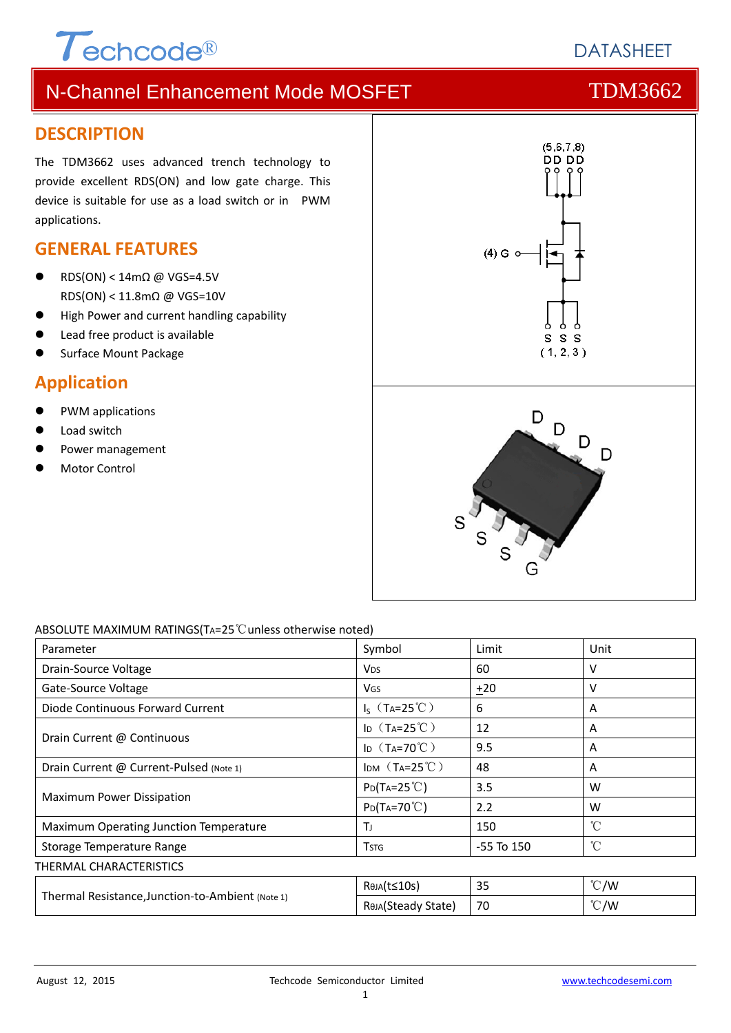Techcode®

DATASHEET

# N-Channel Enhancement Mode MOSFET TDM3662

## DESCRIPTION

The TDM3662 uses advanced trench technology to provide excellent RDS(ON) and low gate charge. This device is suitable for use as a load switch or in PWM applications.

## GENERAL FEATURES

- RDS(ON) < 14mΩ @ VGS=4.5V
  RDS(ON) < 11.8mΩ @ VGS=10V
- High Power and current handling capability
- Lead free product is available
- Surface Mount Package

## Application

- PWM applications
- Load switch
- Power management
- Motor Control

ABSOLUTE MAXIMUM RATINGS($T_A$=25℃unless otherwise noted)

| Parameter | Symbol | Limit | Unit |
|---|---|---|---|
| Drain-Source Voltage | $V_{DS}$ | 60 | V |
| Gate-Source Voltage | $V_{GS}$ | $\underline{+}$20 | V |
| Diode Continuous Forward Current | $I_S$（$T_A$=25℃） | 6 | A |
| Drain Current @ Continuous | $I_D$（$T_A$=25℃） | 12 | A |
| | $I_D$（$T_A$=70℃） | 9.5 | A |
| Drain Current @ Current-Pulsed (Note 1) | $I_{DM}$（$T_A$=25℃） | 48 | A |
| Maximum Power Dissipation | $P_D$($T_A$=25℃) | 3.5 | W |
| | $P_D$($T_A$=70℃) | 2.2 | W |
| Maximum Operating Junction Temperature | $T_J$ | 150 | ℃ |
| Storage Temperature Range | $T_{STG}$ | -55 To 150 | ℃ |

THERMAL CHARACTERISTICS

| Parameter | Symbol | Limit | Unit |
|---|---|---|---|
| Thermal Resistance,Junction-to-Ambient (Note 1) | $R_{θJA}$(t≤10s) | 35 | ℃/W |
| | $R_{θJA}$(Steady State) | 70 | ℃/W |

August 12, 2015 Techcode Semiconductor Limited www.techcodesemi.com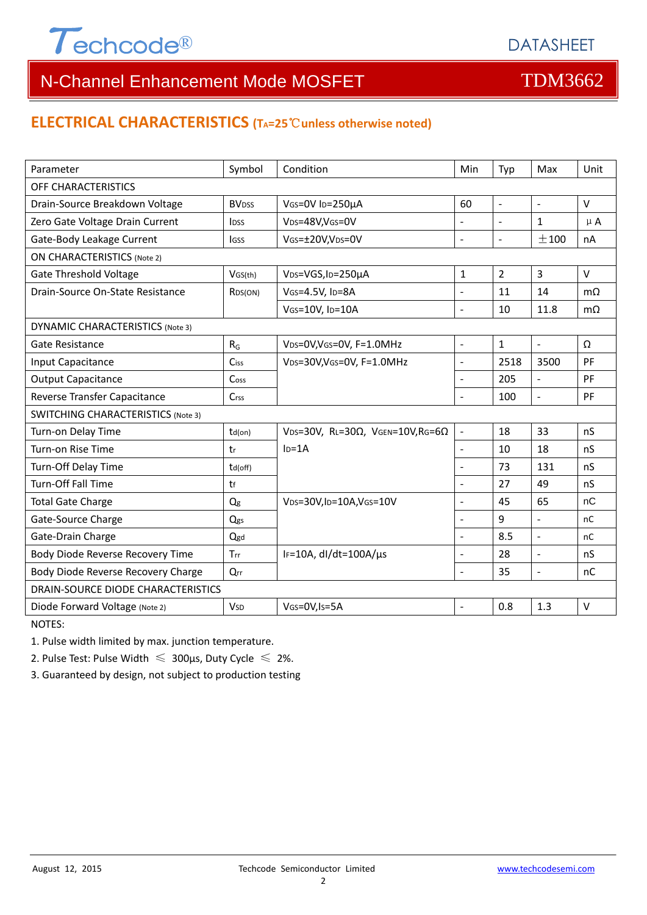## ELECTRICAL CHARACTERISTICS ($T_A$=25℃unless otherwise noted)

| Parameter | Symbol | Condition | Min | Typ | Max | Unit |
|---|---|---|---|---|---|---|
| OFF CHARACTERISTICS | | | | | | |
| Drain-Source Breakdown Voltage | $BV_{DSS}$ | $V_{GS}$=0V $I_D$=250μA | 60 | - | - | V |
| Zero Gate Voltage Drain Current | $I_{DSS}$ | $V_{DS}$=48V,$V_{GS}$=0V | - | - | 1 | μA |
| Gate-Body Leakage Current | $I_{GSS}$ | $V_{GS}$=±20V,$V_{DS}$=0V | - | - | ±100 | nA |
| ON CHARACTERISTICS (Note 2) | | | | | | |
| Gate Threshold Voltage | $V_{GS(th)}$ | $V_{DS}$=VGS,$I_D$=250μA | 1 | 2 | 3 | V |
| Drain-Source On-State Resistance | $R_{DS(ON)}$ | $V_{GS}$=4.5V, $I_D$=8A | - | 11 | 14 | mΩ |
| | | $V_{GS}$=10V, $I_D$=10A | - | 10 | 11.8 | mΩ |
| DYNAMIC CHARACTERISTICS (Note 3) | | | | | | |
| Gate Resistance | $R_G$ | $V_{DS}$=0V,$V_{GS}$=0V, F=1.0MHz | - | 1 | - | Ω |
| Input Capacitance | $C_{iss}$ | $V_{DS}$=30V,$V_{GS}$=0V, F=1.0MHz | - | 2518 | 3500 | PF |
| Output Capacitance | $C_{oss}$ | | - | 205 | - | PF |
| Reverse Transfer Capacitance | $C_{rss}$ | | - | 100 | - | PF |
| SWITCHING CHARACTERISTICS (Note 3) | | | | | | |
| Turn-on Delay Time | $t_{d(on)}$ | $V_{DS}$=30V, $R_L$=30Ω, $V_{GEN}$=10V,$R_G$=6Ω $I_D$=1A | - | 18 | 33 | nS |
| Turn-on Rise Time | $t_r$ | | - | 10 | 18 | nS |
| Turn-Off Delay Time | $t_{d(off)}$ | | - | 73 | 131 | nS |
| Turn-Off Fall Time | $t_f$ | | - | 27 | 49 | nS |
| Total Gate Charge | $Q_g$ | $V_{DS}$=30V,$I_D$=10A,$V_{GS}$=10V | - | 45 | 65 | nC |
| Gate-Source Charge | $Q_{gs}$ | | - | 9 | - | nC |
| Gate-Drain Charge | $Q_{gd}$ | | - | 8.5 | - | nC |
| Body Diode Reverse Recovery Time | $T_{rr}$ | $I_F$=10A, dI/dt=100A/μs | - | 28 | - | nS |
| Body Diode Reverse Recovery Charge | $Q_{rr}$ | | - | 35 | - | nC |
| DRAIN-SOURCE DIODE CHARACTERISTICS | | | | | | |
| Diode Forward Voltage (Note 2) | $V_{SD}$ | $V_{GS}$=0V,$I_S$=5A | - | 0.8 | 1.3 | V |

NOTES:

1. Pulse width limited by max. junction temperature.
2. Pulse Test: Pulse Width ≤ 300μs, Duty Cycle ≤ 2%.
3. Guaranteed by design, not subject to production testing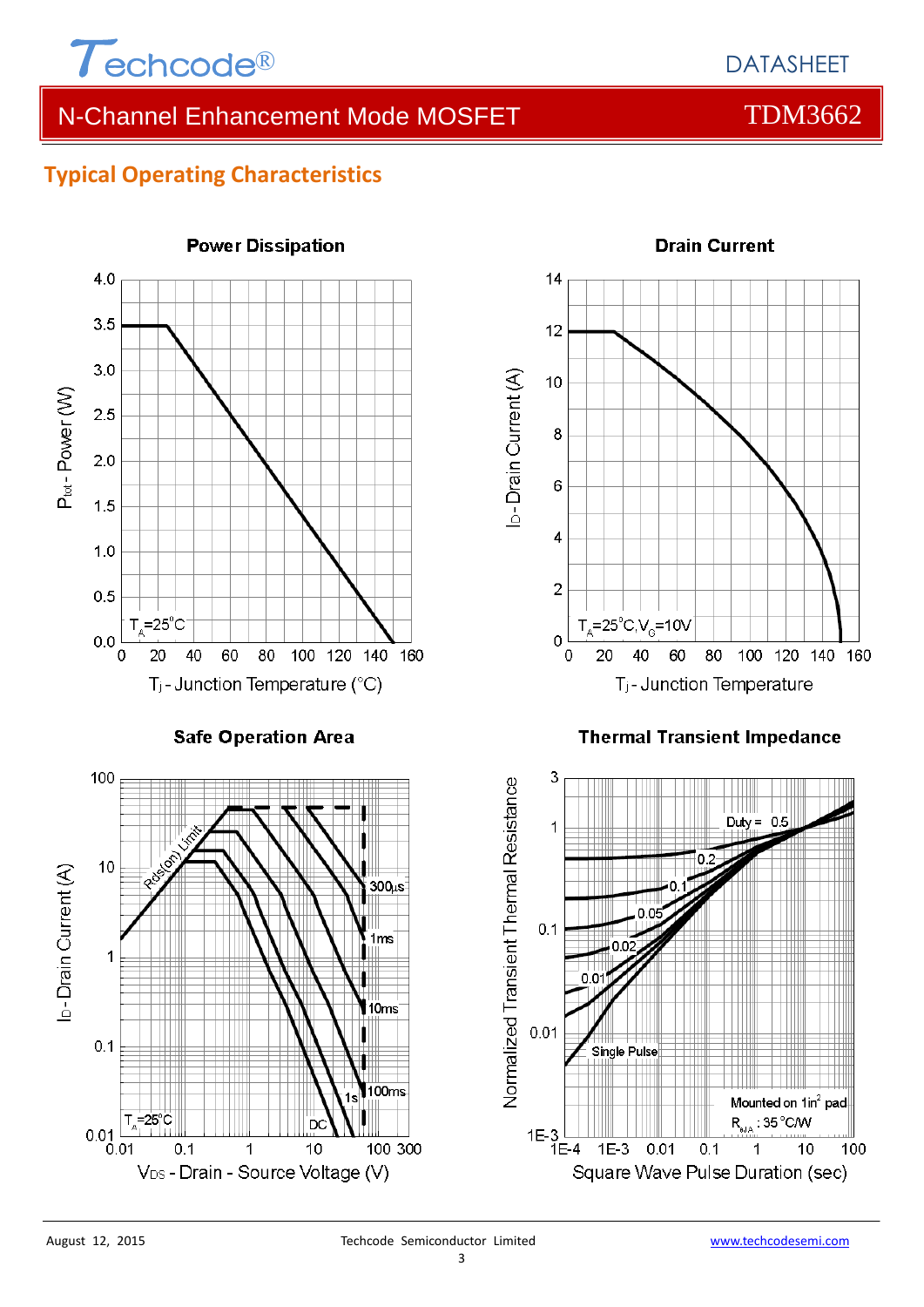## Typical Operating Characteristics

**Power Dissipation**

$P_{tot}$ - Power (W)

$T_A$=25°C

$T_j$ - Junction Temperature (°C)

**Drain Current**

$I_D$ - Drain Current (A)

$T_A$=25°C, $V_G$=10V

$T_j$ - Junction Temperature

**Safe Operation Area**

$I_D$ - Drain Current (A)

Rds(on) Limit

300μs

1ms

10ms

100ms

1s

DC

$T_A$=25°C

$V_{DS}$ - Drain - Source Voltage (V)

**Thermal Transient Impedance**

Normalized Transient Thermal Resistance

Duty = 0.5

0.2

0.1

0.05

0.02

0.01

Single Pulse

Mounted on 1in$^2$ pad

$R_{\theta JA}$ : 35 °C/W

Square Wave Pulse Duration (sec)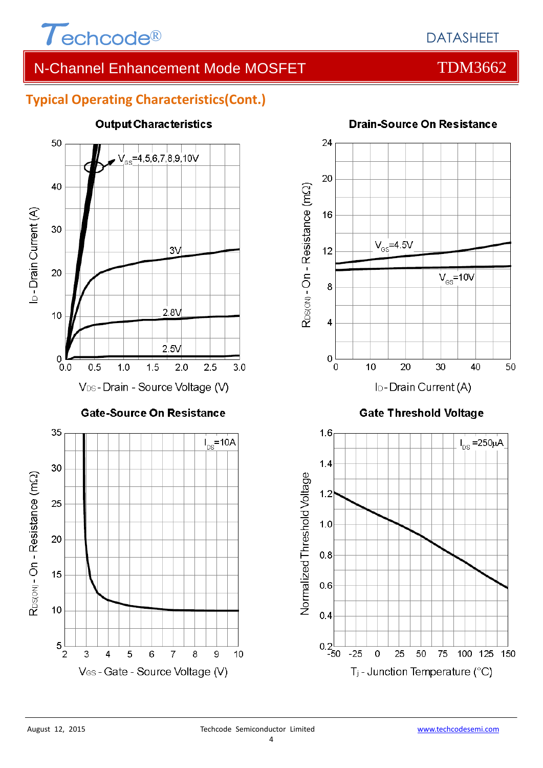## Typical Operating Characteristics(Cont.)

**Output Characteristics**

$V_{GS}$=4,5,6,7,8,9,10V

3V

2.8V

2.5V

$I_D$ - Drain Current (A)

$V_{DS}$ - Drain - Source Voltage (V)

**Drain-Source On Resistance**

$V_{GS}$=4.5V

$V_{GS}$=10V

$R_{DS(ON)}$ - On - Resistance (mΩ)

$I_D$ - Drain Current (A)

**Gate-Source On Resistance**

$I_{DS}$=10A

$R_{DS(ON)}$ - On - Resistance (mΩ)

$V_{GS}$ - Gate - Source Voltage (V)

**Gate Threshold Voltage**

$I_{DS}$ =250μA

Normalized Threshold Voltage

$T_j$ - Junction Temperature (°C)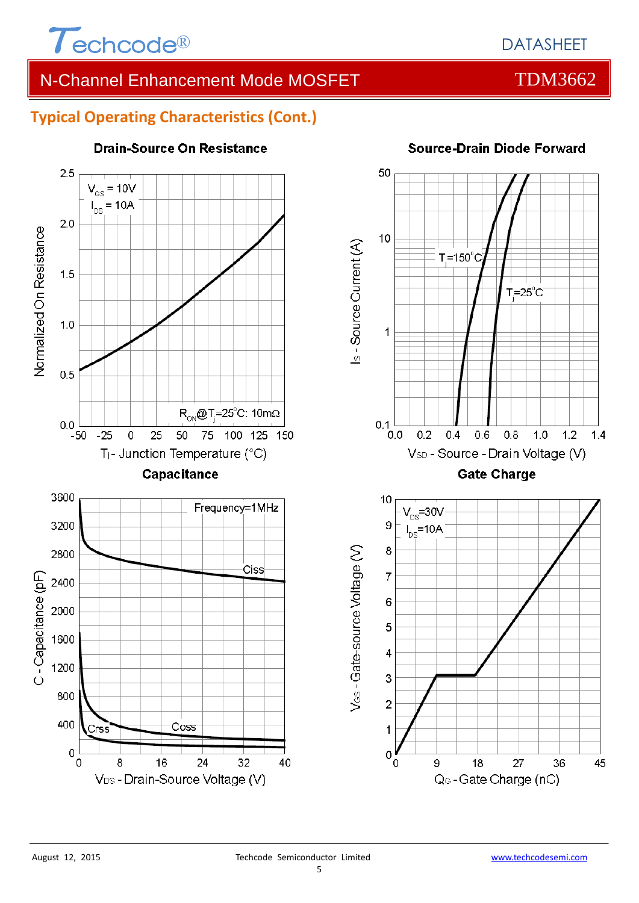## Typical Operating Characteristics (Cont.)

**Drain-Source On Resistance**

$V_{GS}$ = 10V
$I_{DS}$ = 10A

$R_{ON}$@$T_j$=25°C: 10mΩ

Normalized On Resistance

$T_j$ - Junction Temperature (°C)

**Source-Drain Diode Forward**

$T_j$=150°C
$T_j$=25°C

$I_S$ - Source Current (A)

$V_{SD}$ - Source - Drain Voltage (V)

**Capacitance**

Frequency=1MHz

Ciss
Coss
Crss

C - Capacitance (pF)

$V_{DS}$ - Drain-Source Voltage (V)

**Gate Charge**

$V_{DS}$=30V
$I_{DS}$=10A

$V_{GS}$ - Gate-source Voltage (V)

$Q_G$ - Gate Charge (nC)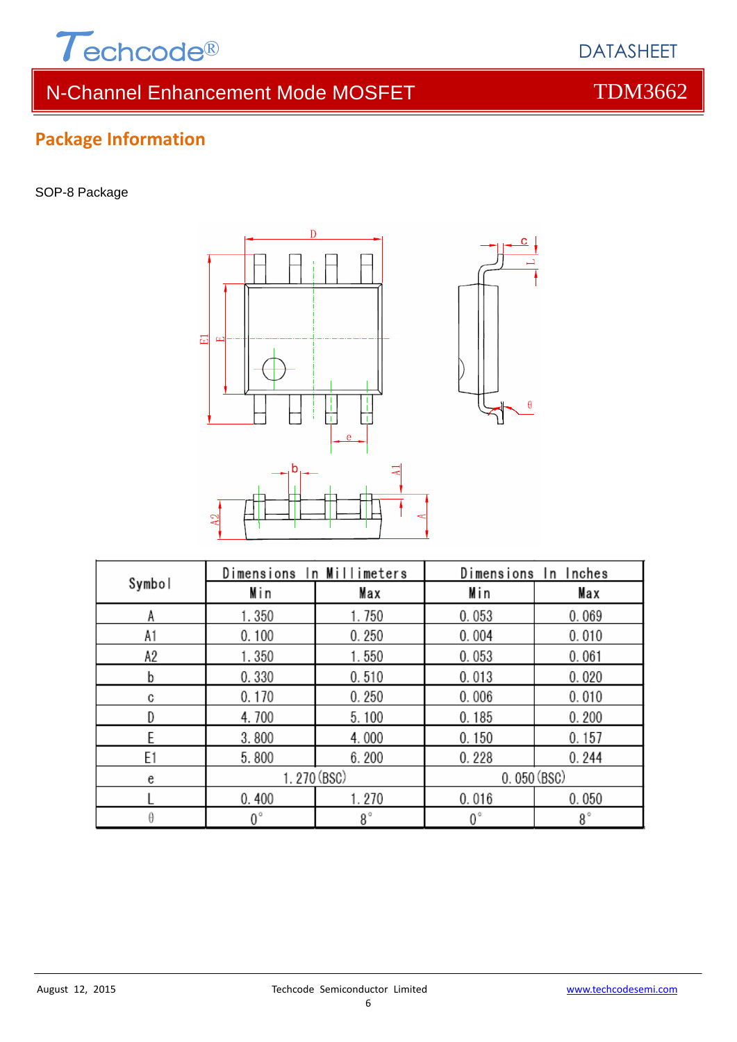## Package Information

SOP-8 Package

| Symbol | Dimensions In Millimeters | | Dimensions In Inches | |
|---|---|---|---|---|
| | Min | Max | Min | Max |
| A | 1.350 | 1.750 | 0.053 | 0.069 |
| A1 | 0.100 | 0.250 | 0.004 | 0.010 |
| A2 | 1.350 | 1.550 | 0.053 | 0.061 |
| b | 0.330 | 0.510 | 0.013 | 0.020 |
| c | 0.170 | 0.250 | 0.006 | 0.010 |
| D | 4.700 | 5.100 | 0.185 | 0.200 |
| E | 3.800 | 4.000 | 0.150 | 0.157 |
| E1 | 5.800 | 6.200 | 0.228 | 0.244 |
| e | 1.270 (BSC) | | 0.050 (BSC) | |
| L | 0.400 | 1.270 | 0.016 | 0.050 |
| θ | 0° | 8° | 0° | 8° |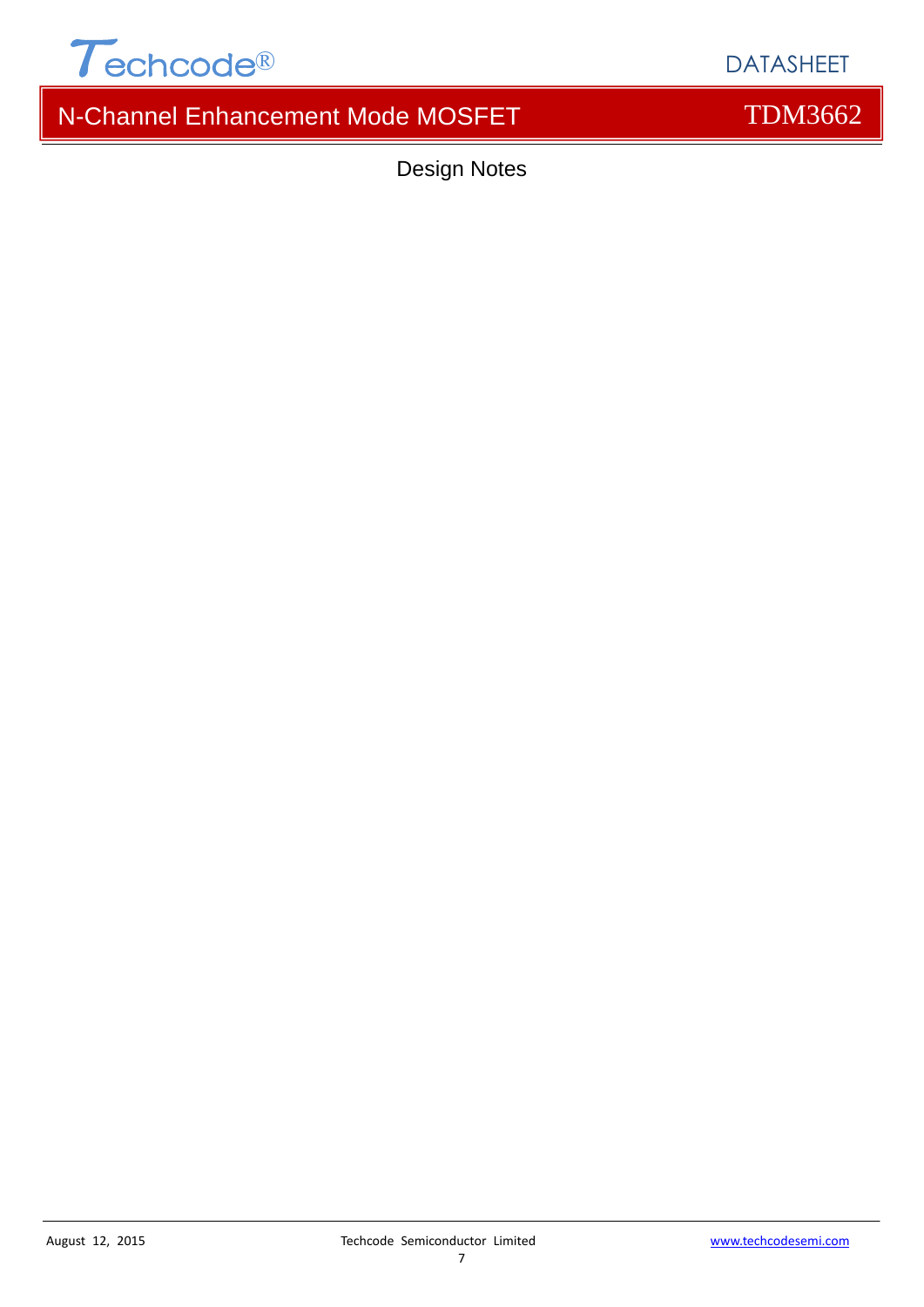Design Notes